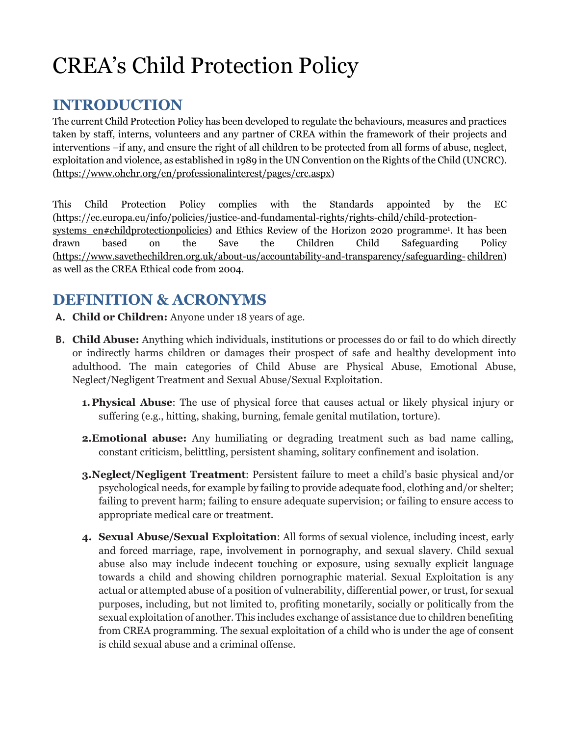# CREA's Child Protection Policy

## INTRODUCTION

The current Child Protection Policy has been developed to regulate the behaviours, measures and practices taken by staff, interns, volunteers and any partner of CREA within the framework of their projects and interventions –if any, and ensure the right of all children to be protected from all forms of abuse, neglect, exploitation and violence, as established in 1989 in the UN Convention on the Rights of the Child (UNCRC). (https://www.ohchr.org/en/professionalinterest/pages/crc.aspx)

This Child Protection Policy complies with the Standards appointed by the EC (https://ec.europa.eu/info/policies/justice-and-fundamental-rights/rights-child/child-protection-systems_en#childprotectionpolicies) and Ethics Review of the Horizon 2020 programme[1]. It has been drawn based on the Save the Children Child Safeguarding Policy (https://www.savethechildren.org.uk/about-us/accountability-and-transparency/safeguarding-children) as well as the CREA Ethical code from 2004.

## DEFINITION & ACRONYMS

**A. Child or Children:** Anyone under 18 years of age.

**B. Child Abuse:** Anything which individuals, institutions or processes do or fail to do which directly or indirectly harms children or damages their prospect of safe and healthy development into adulthood. The main categories of Child Abuse are Physical Abuse, Emotional Abuse, Neglect/Negligent Treatment and Sexual Abuse/Sexual Exploitation.

1. **Physical Abuse**: The use of physical force that causes actual or likely physical injury or suffering (e.g., hitting, shaking, burning, female genital mutilation, torture).
2. **Emotional abuse:** Any humiliating or degrading treatment such as bad name calling, constant criticism, belittling, persistent shaming, solitary confinement and isolation.
3. **Neglect/Negligent Treatment**: Persistent failure to meet a child's basic physical and/or psychological needs, for example by failing to provide adequate food, clothing and/or shelter; failing to prevent harm; failing to ensure adequate supervision; or failing to ensure access to appropriate medical care or treatment.
4. **Sexual Abuse/Sexual Exploitation**: All forms of sexual violence, including incest, early and forced marriage, rape, involvement in pornography, and sexual slavery. Child sexual abuse also may include indecent touching or exposure, using sexually explicit language towards a child and showing children pornographic material. Sexual Exploitation is any actual or attempted abuse of a position of vulnerability, differential power, or trust, for sexual purposes, including, but not limited to, profiting monetarily, socially or politically from the sexual exploitation of another. This includes exchange of assistance due to children benefiting from CREA programming. The sexual exploitation of a child who is under the age of consent is child sexual abuse and a criminal offense.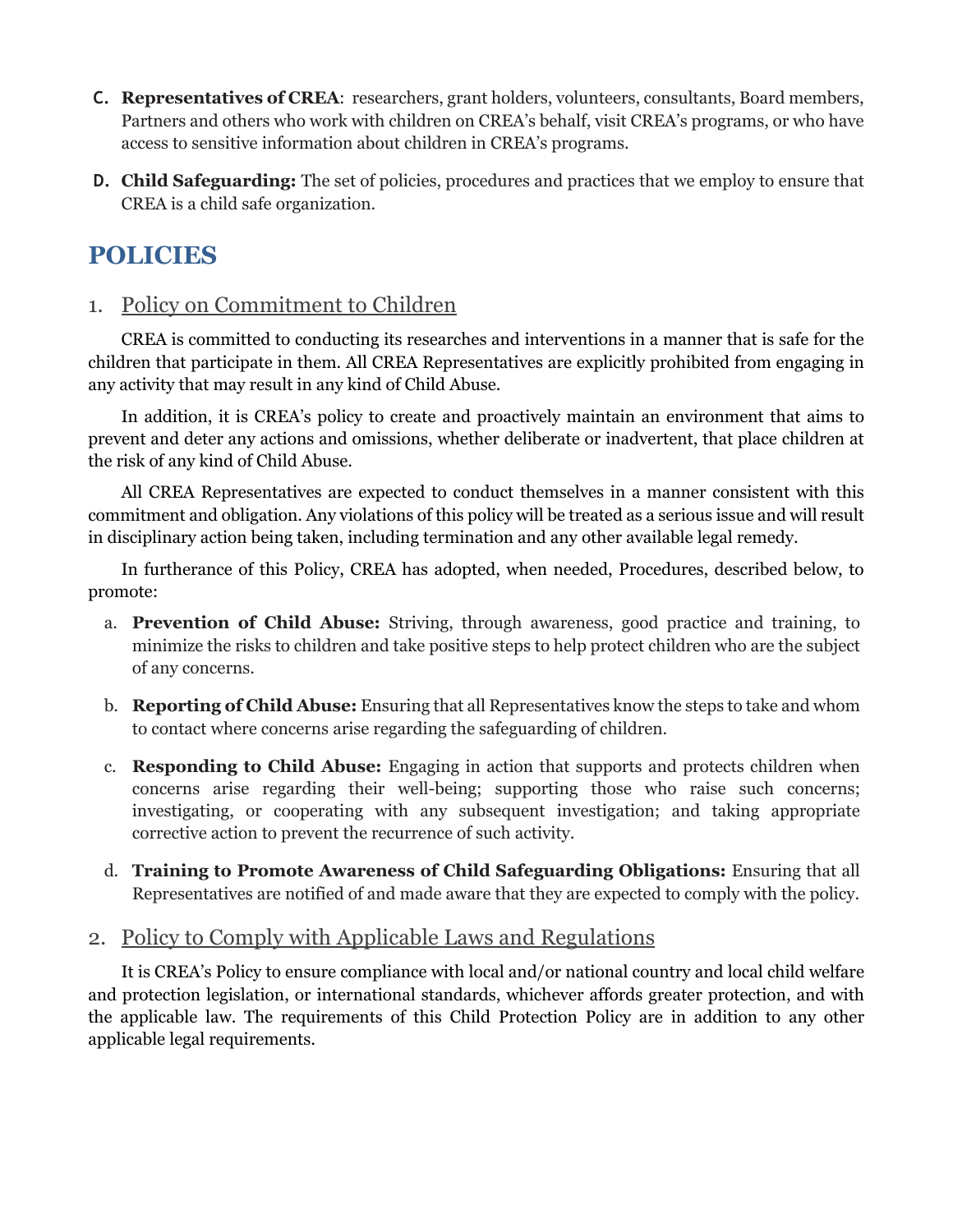C. **Representatives of CREA**: researchers, grant holders, volunteers, consultants, Board members, Partners and others who work with children on CREA's behalf, visit CREA's programs, or who have access to sensitive information about children in CREA's programs.

D. **Child Safeguarding:** The set of policies, procedures and practices that we employ to ensure that CREA is a child safe organization.

# POLICIES

## 1. Policy on Commitment to Children

CREA is committed to conducting its researches and interventions in a manner that is safe for the children that participate in them. All CREA Representatives are explicitly prohibited from engaging in any activity that may result in any kind of Child Abuse.

In addition, it is CREA's policy to create and proactively maintain an environment that aims to prevent and deter any actions and omissions, whether deliberate or inadvertent, that place children at the risk of any kind of Child Abuse.

All CREA Representatives are expected to conduct themselves in a manner consistent with this commitment and obligation. Any violations of this policy will be treated as a serious issue and will result in disciplinary action being taken, including termination and any other available legal remedy.

In furtherance of this Policy, CREA has adopted, when needed, Procedures, described below, to promote:

a. **Prevention of Child Abuse:** Striving, through awareness, good practice and training, to minimize the risks to children and take positive steps to help protect children who are the subject of any concerns.

b. **Reporting of Child Abuse:** Ensuring that all Representatives know the steps to take and whom to contact where concerns arise regarding the safeguarding of children.

c. **Responding to Child Abuse:** Engaging in action that supports and protects children when concerns arise regarding their well-being; supporting those who raise such concerns; investigating, or cooperating with any subsequent investigation; and taking appropriate corrective action to prevent the recurrence of such activity.

d. **Training to Promote Awareness of Child Safeguarding Obligations:** Ensuring that all Representatives are notified of and made aware that they are expected to comply with the policy.

## 2. Policy to Comply with Applicable Laws and Regulations

It is CREA's Policy to ensure compliance with local and/or national country and local child welfare and protection legislation, or international standards, whichever affords greater protection, and with the applicable law. The requirements of this Child Protection Policy are in addition to any other applicable legal requirements.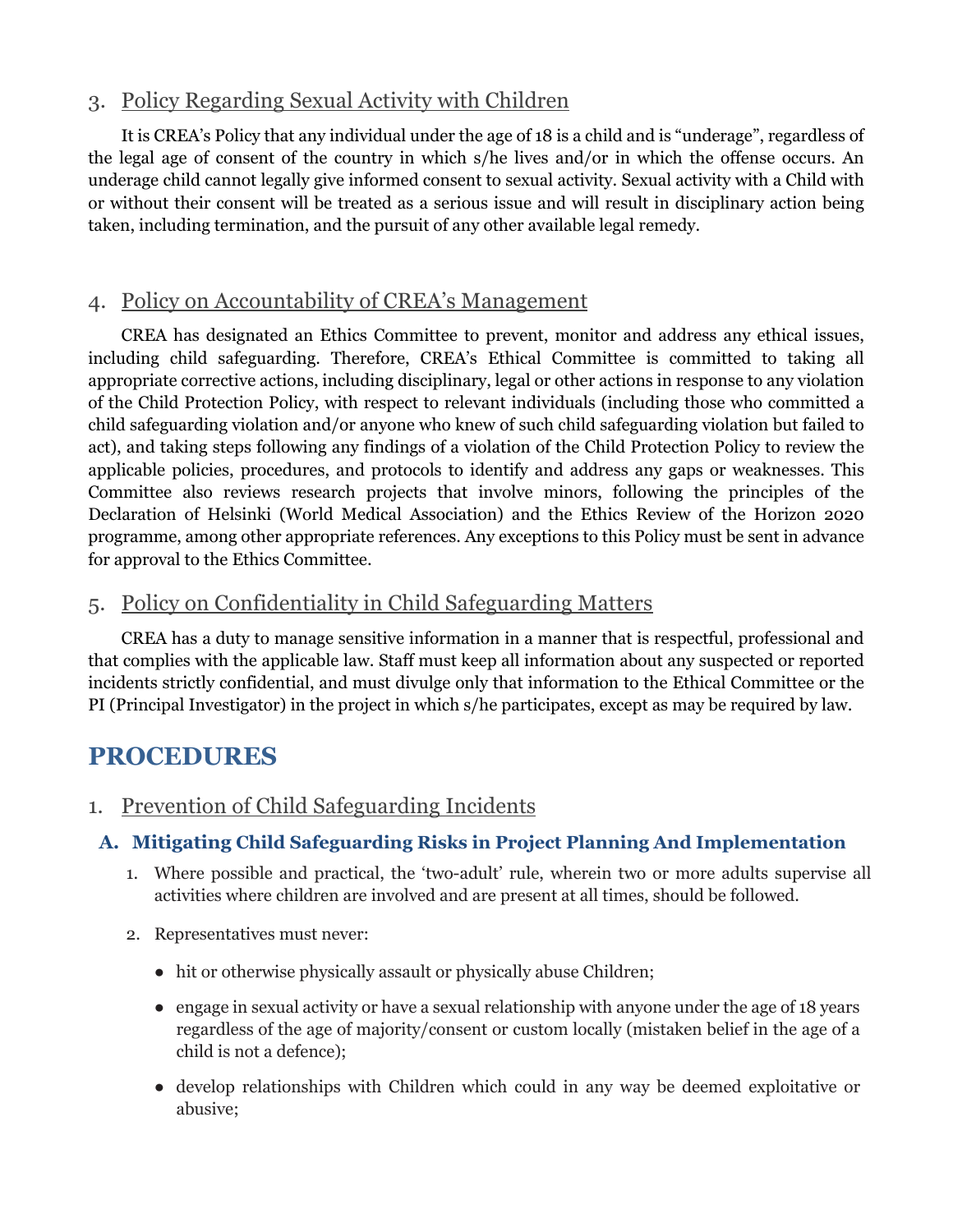## 3. Policy Regarding Sexual Activity with Children

It is CREA's Policy that any individual under the age of 18 is a child and is "underage", regardless of the legal age of consent of the country in which s/he lives and/or in which the offense occurs. An underage child cannot legally give informed consent to sexual activity. Sexual activity with a Child with or without their consent will be treated as a serious issue and will result in disciplinary action being taken, including termination, and the pursuit of any other available legal remedy.

## 4. Policy on Accountability of CREA's Management

CREA has designated an Ethics Committee to prevent, monitor and address any ethical issues, including child safeguarding. Therefore, CREA's Ethical Committee is committed to taking all appropriate corrective actions, including disciplinary, legal or other actions in response to any violation of the Child Protection Policy, with respect to relevant individuals (including those who committed a child safeguarding violation and/or anyone who knew of such child safeguarding violation but failed to act), and taking steps following any findings of a violation of the Child Protection Policy to review the applicable policies, procedures, and protocols to identify and address any gaps or weaknesses. This Committee also reviews research projects that involve minors, following the principles of the Declaration of Helsinki (World Medical Association) and the Ethics Review of the Horizon 2020 programme, among other appropriate references. Any exceptions to this Policy must be sent in advance for approval to the Ethics Committee.

## 5. Policy on Confidentiality in Child Safeguarding Matters

CREA has a duty to manage sensitive information in a manner that is respectful, professional and that complies with the applicable law. Staff must keep all information about any suspected or reported incidents strictly confidential, and must divulge only that information to the Ethical Committee or the PI (Principal Investigator) in the project in which s/he participates, except as may be required by law.

# PROCEDURES

## 1. Prevention of Child Safeguarding Incidents

### A. Mitigating Child Safeguarding Risks in Project Planning And Implementation

1. Where possible and practical, the 'two-adult' rule, wherein two or more adults supervise all activities where children are involved and are present at all times, should be followed.

2. Representatives must never:

   - hit or otherwise physically assault or physically abuse Children;
   - engage in sexual activity or have a sexual relationship with anyone under the age of 18 years regardless of the age of majority/consent or custom locally (mistaken belief in the age of a child is not a defence);
   - develop relationships with Children which could in any way be deemed exploitative or abusive;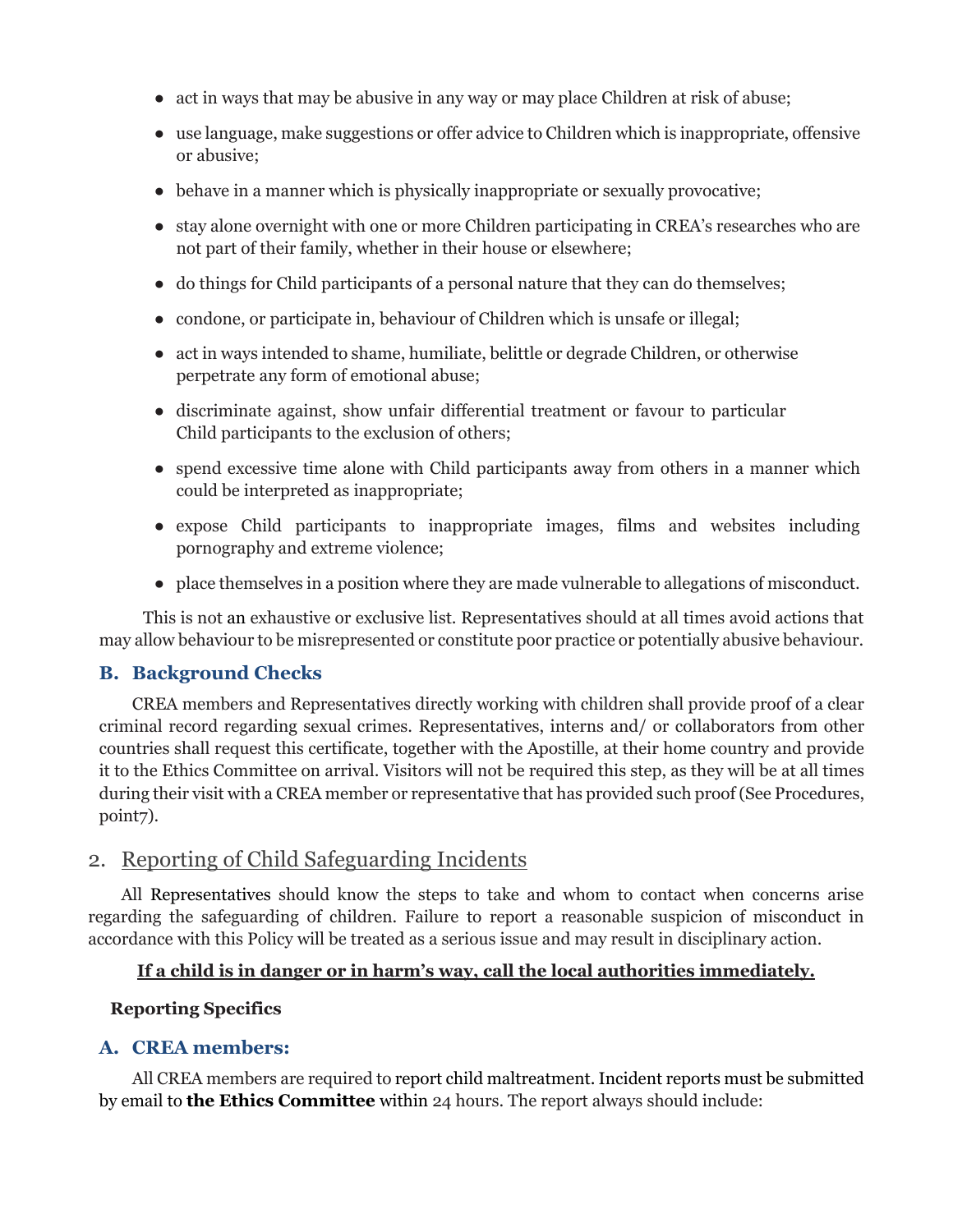- act in ways that may be abusive in any way or may place Children at risk of abuse;
- use language, make suggestions or offer advice to Children which is inappropriate, offensive or abusive;
- behave in a manner which is physically inappropriate or sexually provocative;
- stay alone overnight with one or more Children participating in CREA's researches who are not part of their family, whether in their house or elsewhere;
- do things for Child participants of a personal nature that they can do themselves;
- condone, or participate in, behaviour of Children which is unsafe or illegal;
- act in ways intended to shame, humiliate, belittle or degrade Children, or otherwise perpetrate any form of emotional abuse;
- discriminate against, show unfair differential treatment or favour to particular Child participants to the exclusion of others;
- spend excessive time alone with Child participants away from others in a manner which could be interpreted as inappropriate;
- expose Child participants to inappropriate images, films and websites including pornography and extreme violence;
- place themselves in a position where they are made vulnerable to allegations of misconduct.

This is not an exhaustive or exclusive list. Representatives should at all times avoid actions that may allow behaviour to be misrepresented or constitute poor practice or potentially abusive behaviour.

### B. Background Checks

CREA members and Representatives directly working with children shall provide proof of a clear criminal record regarding sexual crimes. Representatives, interns and/ or collaborators from other countries shall request this certificate, together with the Apostille, at their home country and provide it to the Ethics Committee on arrival. Visitors will not be required this step, as they will be at all times during their visit with a CREA member or representative that has provided such proof (See Procedures, point7).

## 2. Reporting of Child Safeguarding Incidents

All Representatives should know the steps to take and whom to contact when concerns arise regarding the safeguarding of children. Failure to report a reasonable suspicion of misconduct in accordance with this Policy will be treated as a serious issue and may result in disciplinary action.

**If a child is in danger or in harm's way, call the local authorities immediately.**

**Reporting Specifics**

### A. CREA members:

All CREA members are required to report child maltreatment. Incident reports must be submitted by email to **the Ethics Committee** within 24 hours. The report always should include: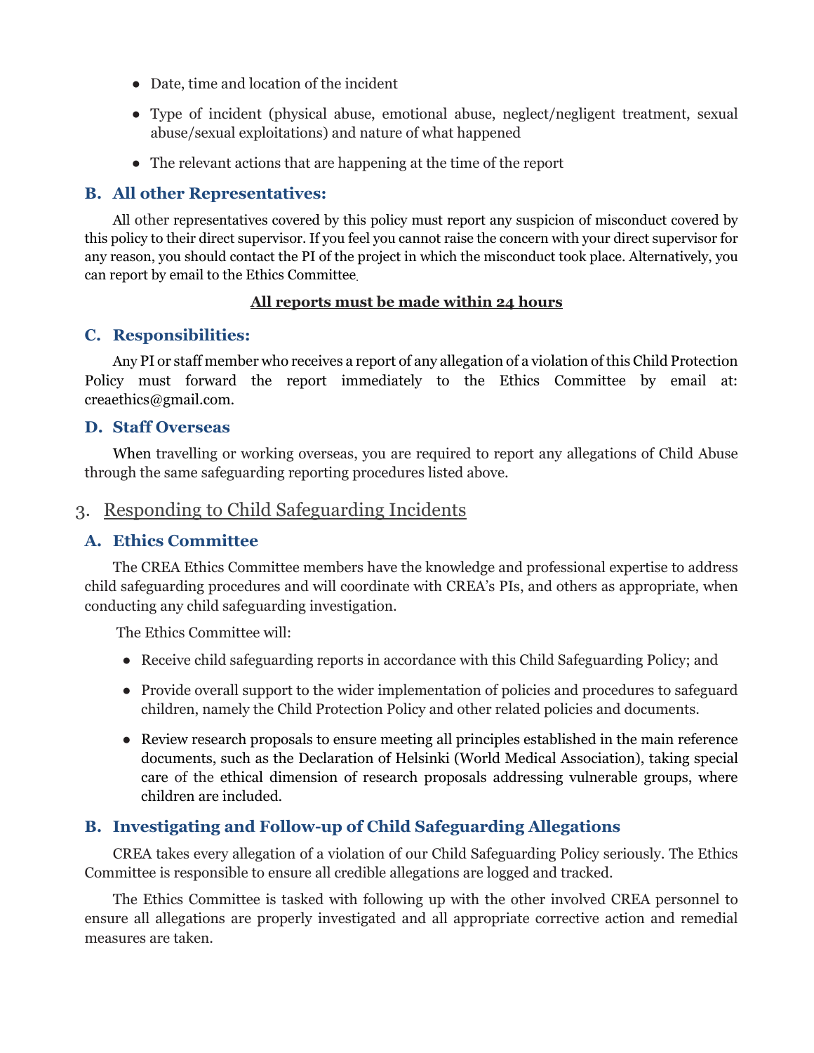- Date, time and location of the incident
- Type of incident (physical abuse, emotional abuse, neglect/negligent treatment, sexual abuse/sexual exploitations) and nature of what happened
- The relevant actions that are happening at the time of the report

### B. All other Representatives:

All other representatives covered by this policy must report any suspicion of misconduct covered by this policy to their direct supervisor. If you feel you cannot raise the concern with your direct supervisor for any reason, you should contact the PI of the project in which the misconduct took place. Alternatively, you can report by email to the Ethics Committee.

**All reports must be made within 24 hours**

### C. Responsibilities:

Any PI or staff member who receives a report of any allegation of a violation of this Child Protection Policy must forward the report immediately to the Ethics Committee by email at: creaethics@gmail.com.

### D. Staff Overseas

When travelling or working overseas, you are required to report any allegations of Child Abuse through the same safeguarding reporting procedures listed above.

## 3. Responding to Child Safeguarding Incidents

### A. Ethics Committee

The CREA Ethics Committee members have the knowledge and professional expertise to address child safeguarding procedures and will coordinate with CREA's PIs, and others as appropriate, when conducting any child safeguarding investigation.

The Ethics Committee will:

- Receive child safeguarding reports in accordance with this Child Safeguarding Policy; and
- Provide overall support to the wider implementation of policies and procedures to safeguard children, namely the Child Protection Policy and other related policies and documents.
- Review research proposals to ensure meeting all principles established in the main reference documents, such as the Declaration of Helsinki (World Medical Association), taking special care of the ethical dimension of research proposals addressing vulnerable groups, where children are included.

### B. Investigating and Follow-up of Child Safeguarding Allegations

CREA takes every allegation of a violation of our Child Safeguarding Policy seriously. The Ethics Committee is responsible to ensure all credible allegations are logged and tracked.

The Ethics Committee is tasked with following up with the other involved CREA personnel to ensure all allegations are properly investigated and all appropriate corrective action and remedial measures are taken.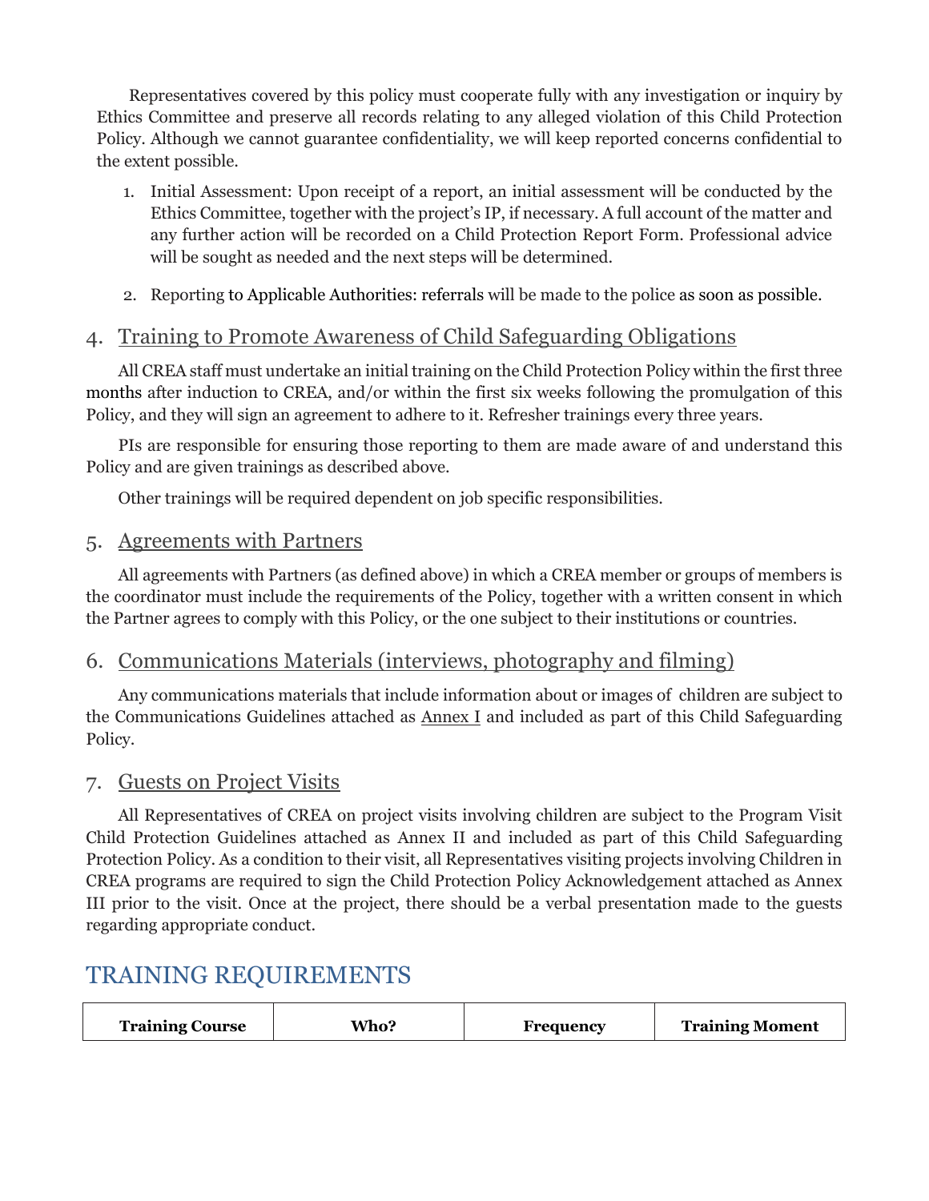Representatives covered by this policy must cooperate fully with any investigation or inquiry by Ethics Committee and preserve all records relating to any alleged violation of this Child Protection Policy. Although we cannot guarantee confidentiality, we will keep reported concerns confidential to the extent possible.

1. Initial Assessment: Upon receipt of a report, an initial assessment will be conducted by the Ethics Committee, together with the project's IP, if necessary. A full account of the matter and any further action will be recorded on a Child Protection Report Form. Professional advice will be sought as needed and the next steps will be determined.

2. Reporting to Applicable Authorities: referrals will be made to the police as soon as possible.

## 4. Training to Promote Awareness of Child Safeguarding Obligations

All CREA staff must undertake an initial training on the Child Protection Policy within the first three months after induction to CREA, and/or within the first six weeks following the promulgation of this Policy, and they will sign an agreement to adhere to it. Refresher trainings every three years.

PIs are responsible for ensuring those reporting to them are made aware of and understand this Policy and are given trainings as described above.

Other trainings will be required dependent on job specific responsibilities.

## 5. Agreements with Partners

All agreements with Partners (as defined above) in which a CREA member or groups of members is the coordinator must include the requirements of the Policy, together with a written consent in which the Partner agrees to comply with this Policy, or the one subject to their institutions or countries.

## 6. Communications Materials (interviews, photography and filming)

Any communications materials that include information about or images of children are subject to the Communications Guidelines attached as Annex I and included as part of this Child Safeguarding Policy.

## 7. Guests on Project Visits

All Representatives of CREA on project visits involving children are subject to the Program Visit Child Protection Guidelines attached as Annex II and included as part of this Child Safeguarding Protection Policy. As a condition to their visit, all Representatives visiting projects involving Children in CREA programs are required to sign the Child Protection Policy Acknowledgement attached as Annex III prior to the visit. Once at the project, there should be a verbal presentation made to the guests regarding appropriate conduct.

# TRAINING REQUIREMENTS

| Training Course | Who? | Frequency | Training Moment |
| --- | --- | --- | --- |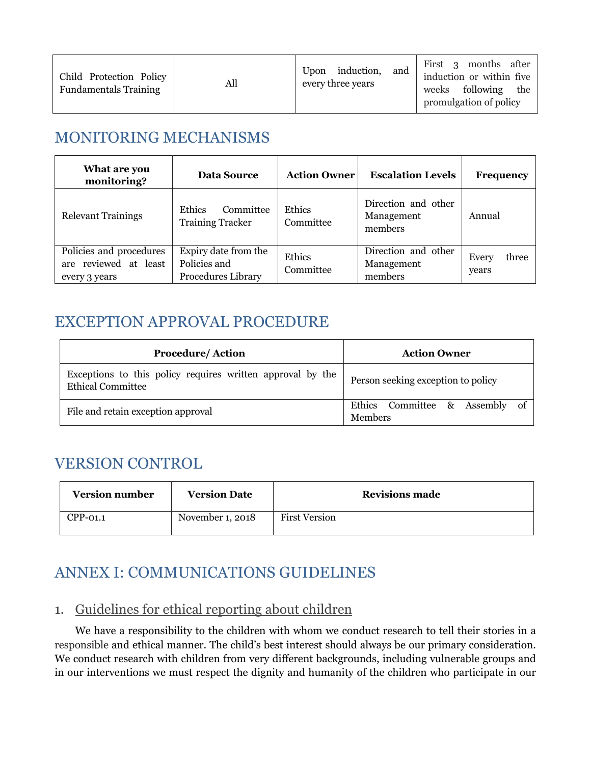| Child Protection Policy Fundamentals Training | All | Upon induction, and every three years | First 3 months after induction or within five weeks following the promulgation of policy |
|---|---|---|---|

## MONITORING MECHANISMS

| What are you monitoring? | Data Source | Action Owner | Escalation Levels | Frequency |
|---|---|---|---|---|
| Relevant Trainings | Ethics Committee Training Tracker | Ethics Committee | Direction and other Management members | Annual |
| Policies and procedures are reviewed at least every 3 years | Expiry date from the Policies and Procedures Library | Ethics Committee | Direction and other Management members | Every three years |

## EXCEPTION APPROVAL PROCEDURE

| Procedure/ Action | Action Owner |
|---|---|
| Exceptions to this policy requires written approval by the Ethical Committee | Person seeking exception to policy |
| File and retain exception approval | Ethics Committee & Assembly of Members |

## VERSION CONTROL

| Version number | Version Date | Revisions made |
|---|---|---|
| CPP-01.1 | November 1, 2018 | First Version |

## ANNEX I: COMMUNICATIONS GUIDELINES

### 1. Guidelines for ethical reporting about children

We have a responsibility to the children with whom we conduct research to tell their stories in a responsible and ethical manner. The child's best interest should always be our primary consideration. We conduct research with children from very different backgrounds, including vulnerable groups and in our interventions we must respect the dignity and humanity of the children who participate in our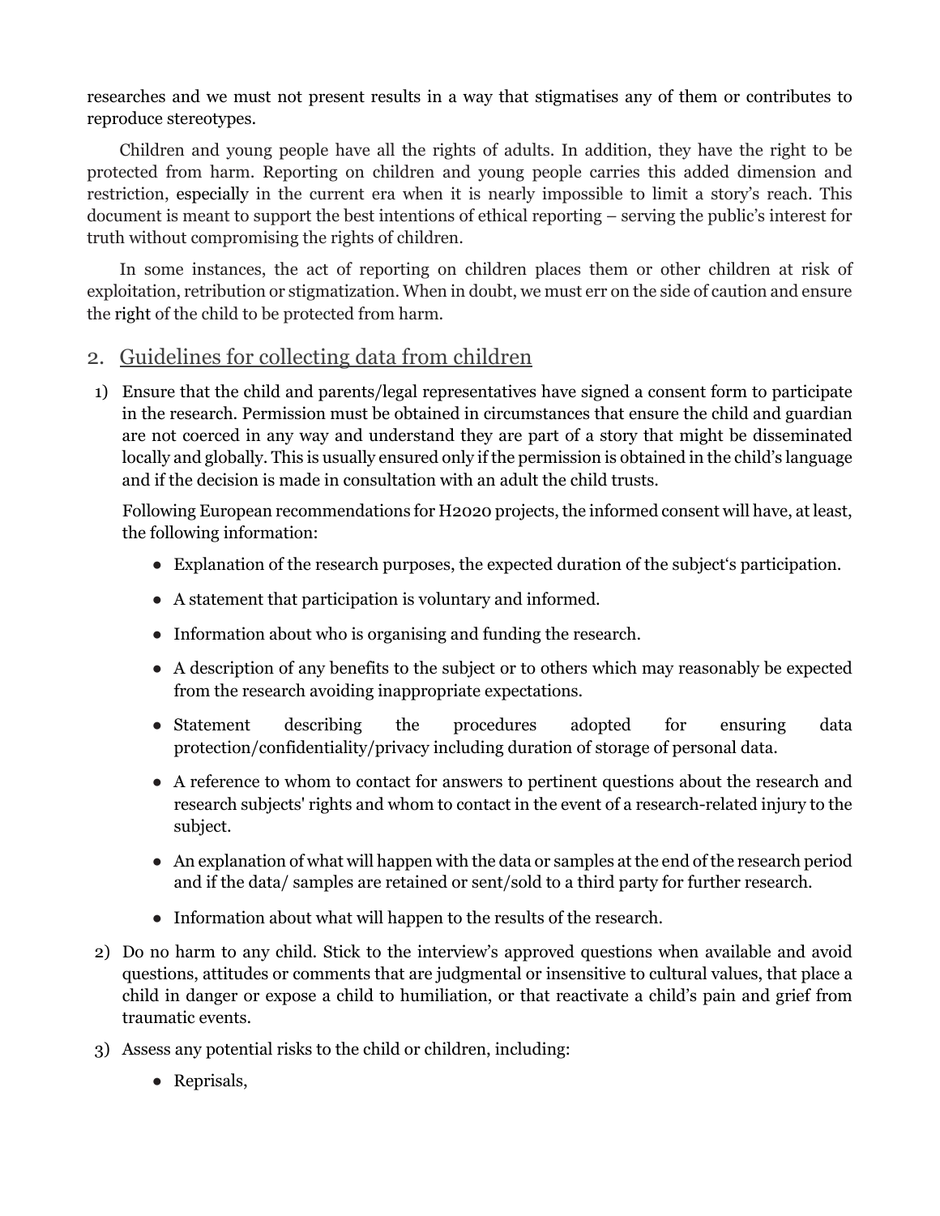researches and we must not present results in a way that stigmatises any of them or contributes to reproduce stereotypes.

Children and young people have all the rights of adults. In addition, they have the right to be protected from harm. Reporting on children and young people carries this added dimension and restriction, especially in the current era when it is nearly impossible to limit a story's reach. This document is meant to support the best intentions of ethical reporting – serving the public's interest for truth without compromising the rights of children.

In some instances, the act of reporting on children places them or other children at risk of exploitation, retribution or stigmatization. When in doubt, we must err on the side of caution and ensure the right of the child to be protected from harm.

## 2. Guidelines for collecting data from children

1) Ensure that the child and parents/legal representatives have signed a consent form to participate in the research. Permission must be obtained in circumstances that ensure the child and guardian are not coerced in any way and understand they are part of a story that might be disseminated locally and globally. This is usually ensured only if the permission is obtained in the child's language and if the decision is made in consultation with an adult the child trusts.

   Following European recommendations for H2020 projects, the informed consent will have, at least, the following information:

   - Explanation of the research purposes, the expected duration of the subject's participation.
   - A statement that participation is voluntary and informed.
   - Information about who is organising and funding the research.
   - A description of any benefits to the subject or to others which may reasonably be expected from the research avoiding inappropriate expectations.
   - Statement describing the procedures adopted for ensuring data protection/confidentiality/privacy including duration of storage of personal data.
   - A reference to whom to contact for answers to pertinent questions about the research and research subjects' rights and whom to contact in the event of a research-related injury to the subject.
   - An explanation of what will happen with the data or samples at the end of the research period and if the data/ samples are retained or sent/sold to a third party for further research.
   - Information about what will happen to the results of the research.

2) Do no harm to any child. Stick to the interview's approved questions when available and avoid questions, attitudes or comments that are judgmental or insensitive to cultural values, that place a child in danger or expose a child to humiliation, or that reactivate a child's pain and grief from traumatic events.

3) Assess any potential risks to the child or children, including:

   - Reprisals,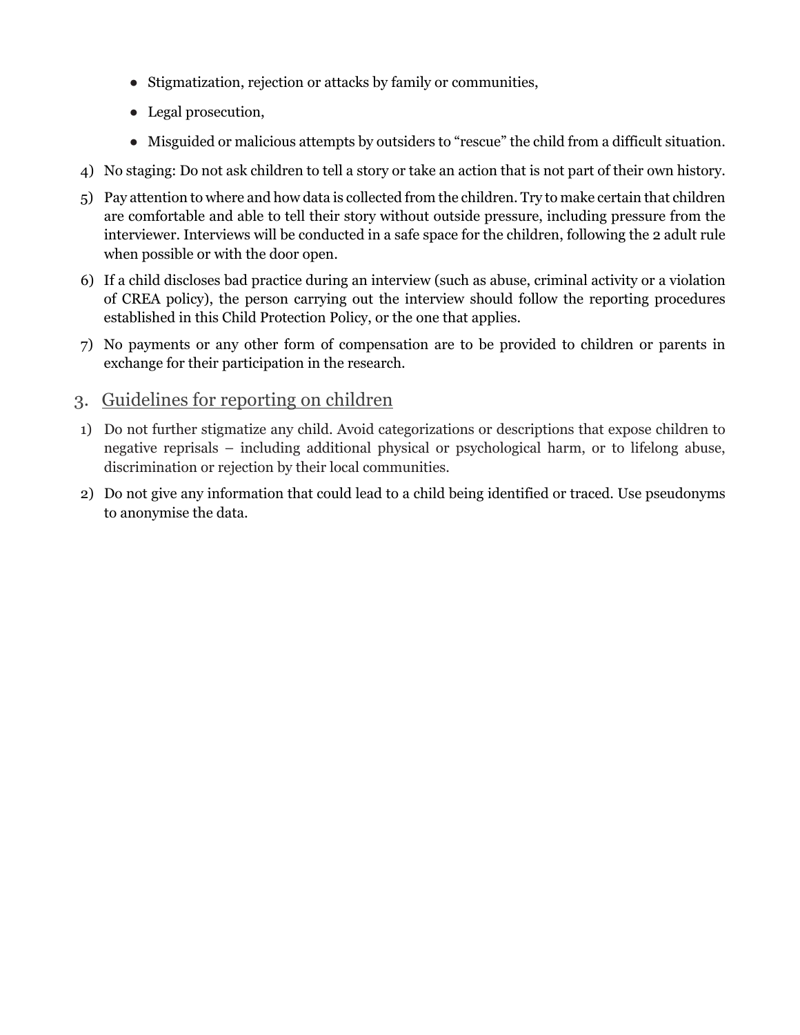- Stigmatization, rejection or attacks by family or communities,
- Legal prosecution,
- Misguided or malicious attempts by outsiders to "rescue" the child from a difficult situation.

4) No staging: Do not ask children to tell a story or take an action that is not part of their own history.

5) Pay attention to where and how data is collected from the children. Try to make certain that children are comfortable and able to tell their story without outside pressure, including pressure from the interviewer. Interviews will be conducted in a safe space for the children, following the 2 adult rule when possible or with the door open.

6) If a child discloses bad practice during an interview (such as abuse, criminal activity or a violation of CREA policy), the person carrying out the interview should follow the reporting procedures established in this Child Protection Policy, or the one that applies.

7) No payments or any other form of compensation are to be provided to children or parents in exchange for their participation in the research.

## 3. Guidelines for reporting on children

1) Do not further stigmatize any child. Avoid categorizations or descriptions that expose children to negative reprisals – including additional physical or psychological harm, or to lifelong abuse, discrimination or rejection by their local communities.

2) Do not give any information that could lead to a child being identified or traced. Use pseudonyms to anonymise the data.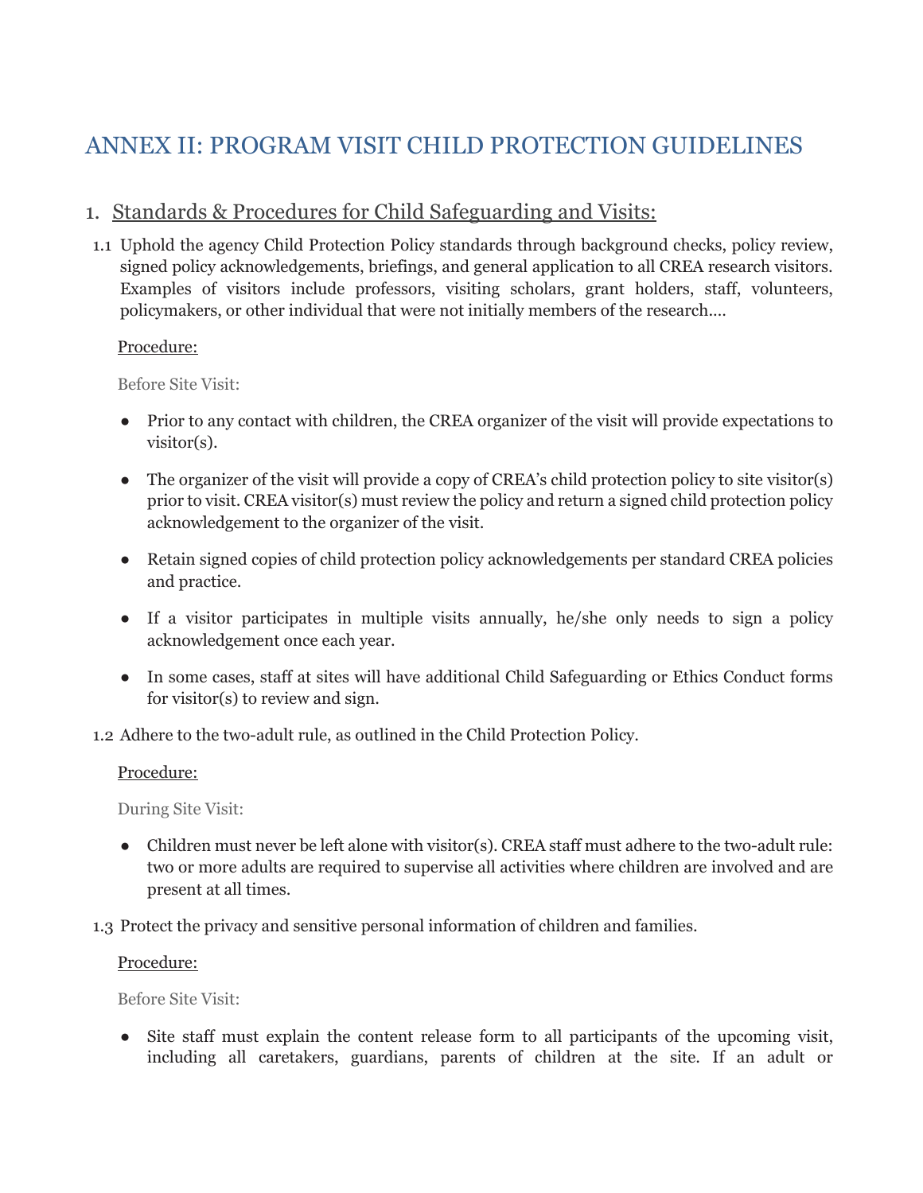# ANNEX II: PROGRAM VISIT CHILD PROTECTION GUIDELINES

## 1. Standards & Procedures for Child Safeguarding and Visits:

1.1 Uphold the agency Child Protection Policy standards through background checks, policy review, signed policy acknowledgements, briefings, and general application to all CREA research visitors. Examples of visitors include professors, visiting scholars, grant holders, staff, volunteers, policymakers, or other individual that were not initially members of the research….

Procedure:

Before Site Visit:

- Prior to any contact with children, the CREA organizer of the visit will provide expectations to visitor(s).
- The organizer of the visit will provide a copy of CREA's child protection policy to site visitor(s) prior to visit. CREA visitor(s) must review the policy and return a signed child protection policy acknowledgement to the organizer of the visit.
- Retain signed copies of child protection policy acknowledgements per standard CREA policies and practice.
- If a visitor participates in multiple visits annually, he/she only needs to sign a policy acknowledgement once each year.
- In some cases, staff at sites will have additional Child Safeguarding or Ethics Conduct forms for visitor(s) to review and sign.

1.2 Adhere to the two-adult rule, as outlined in the Child Protection Policy.

Procedure:

During Site Visit:

- Children must never be left alone with visitor(s). CREA staff must adhere to the two-adult rule: two or more adults are required to supervise all activities where children are involved and are present at all times.

1.3 Protect the privacy and sensitive personal information of children and families.

Procedure:

Before Site Visit:

- Site staff must explain the content release form to all participants of the upcoming visit, including all caretakers, guardians, parents of children at the site. If an adult or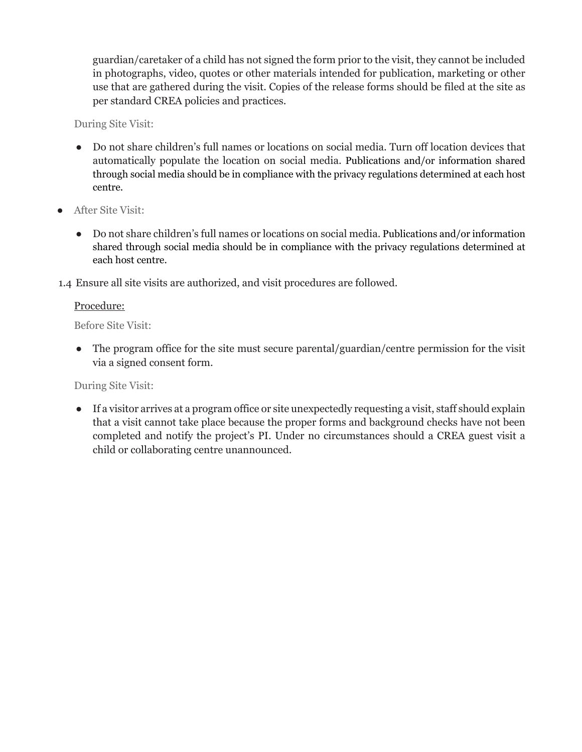guardian/caretaker of a child has not signed the form prior to the visit, they cannot be included in photographs, video, quotes or other materials intended for publication, marketing or other use that are gathered during the visit. Copies of the release forms should be filed at the site as per standard CREA policies and practices.

During Site Visit:

- Do not share children's full names or locations on social media. Turn off location devices that automatically populate the location on social media. Publications and/or information shared through social media should be in compliance with the privacy regulations determined at each host centre.

- After Site Visit:

    - Do not share children's full names or locations on social media. Publications and/or information shared through social media should be in compliance with the privacy regulations determined at each host centre.

1.4 Ensure all site visits are authorized, and visit procedures are followed.

<u>Procedure:</u>

Before Site Visit:

- The program office for the site must secure parental/guardian/centre permission for the visit via a signed consent form.

During Site Visit:

- If a visitor arrives at a program office or site unexpectedly requesting a visit, staff should explain that a visit cannot take place because the proper forms and background checks have not been completed and notify the project's PI. Under no circumstances should a CREA guest visit a child or collaborating centre unannounced.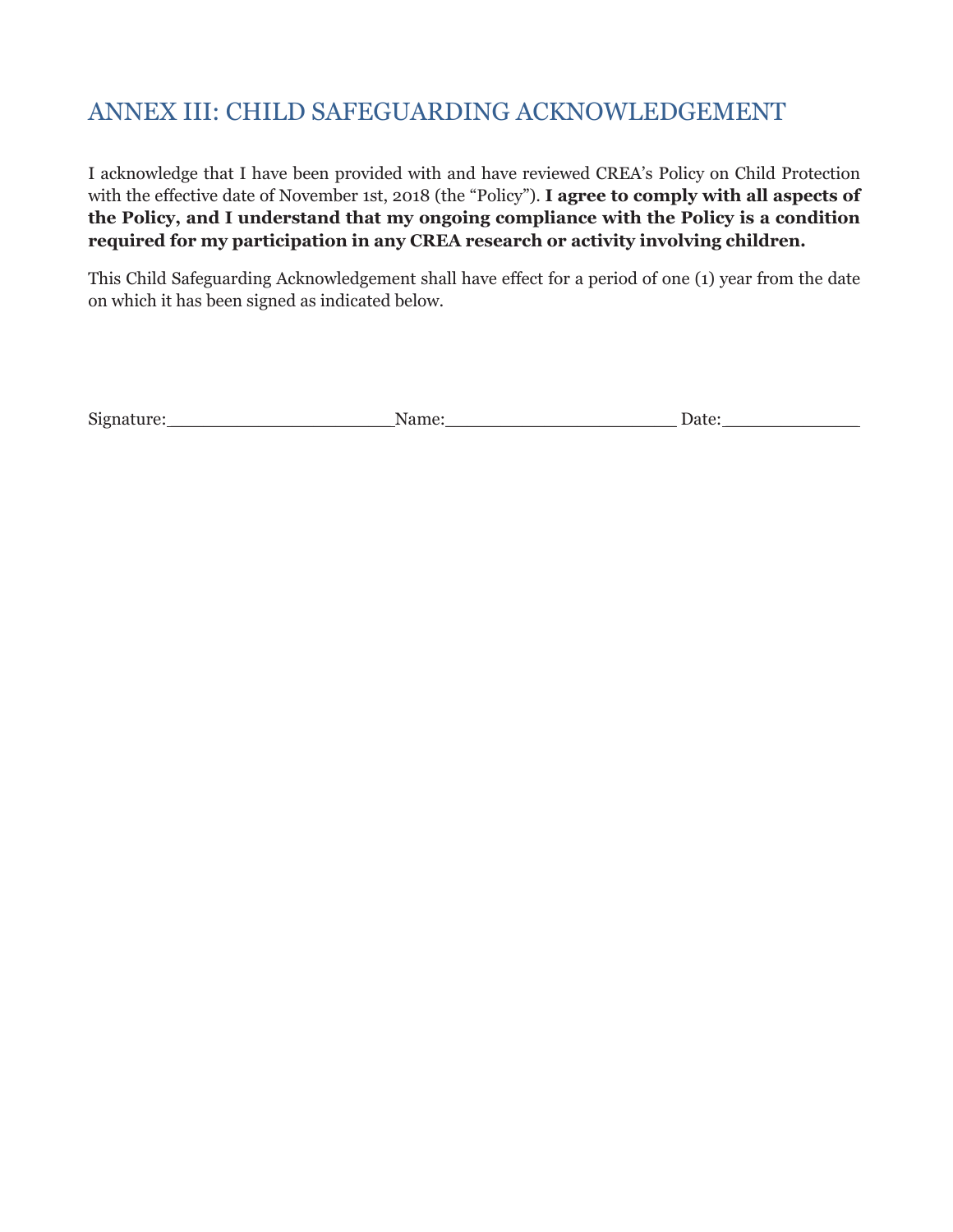# ANNEX III: CHILD SAFEGUARDING ACKNOWLEDGEMENT

I acknowledge that I have been provided with and have reviewed CREA's Policy on Child Protection with the effective date of November 1st, 2018 (the "Policy"). **I agree to comply with all aspects of the Policy, and I understand that my ongoing compliance with the Policy is a condition required for my participation in any CREA research or activity involving children.**

This Child Safeguarding Acknowledgement shall have effect for a period of one (1) year from the date on which it has been signed as indicated below.

Signature:______________________ Name:______________________ Date:_____________